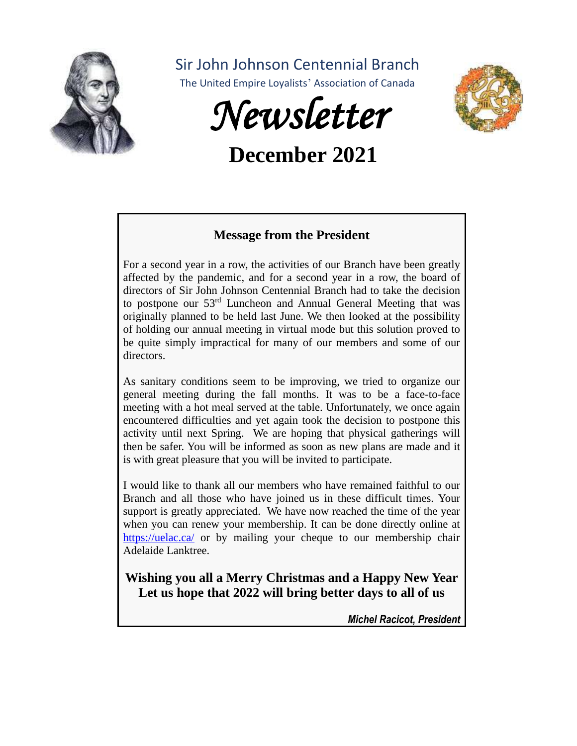Sir John Johnson Centennial Branch

The United Empire Loyalists' Association of Canada

# Newsletter

## December 2021

### Message from the President

For a second year in a row, the activities of our Branch have been greatly affected by the pandemic, and for a second year in a row, the board of directors of Sir John Johnson Centennial Branch had to take the decision to postpone our 53rd Luncheon and Annual General Meeting that was originally planned to be held last June. We then looked at the possibility of holding our annual meeting in virtual mode but this solution proved to be quite simply impractical for many of our members and some of our directors.

As sanitary conditions seem to be improving, we tried to organize our general meeting during the fall months. It was to be a face-to-face meeting with a hot meal served at the table. Unfortunately, we once again encountered difficulties and yet again took the decision to postpone this activity until next Spring. We are hoping that physical gatherings will then be safer. You will be informed as soon as new plans are made and it is with great pleasure that you will be invited to participate.

I would like to thank all our members who have remained faithful to our Branch and all those who have joined us in these difficult times. Your support is greatly appreciated. We have now reached the time of the year when you can renew your membership. It can be done directly online at https://uelac.ca/ or by mailing your cheque to our membership chair Adelaide Lanktree.

**Wishing you all a Merry Christmas and a Happy New Year**
**Let us hope that 2022 will bring better days to all of us**

***Michel Racicot, President***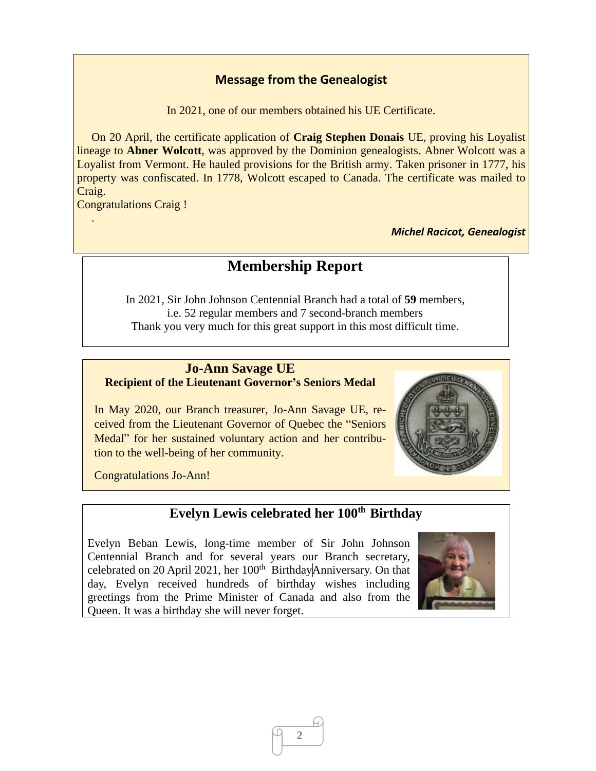## Message from the Genealogist

In 2021, one of our members obtained his UE Certificate.

On 20 April, the certificate application of **Craig Stephen Donais** UE, proving his Loyalist lineage to **Abner Wolcott**, was approved by the Dominion genealogists. Abner Wolcott was a Loyalist from Vermont. He hauled provisions for the British army. Taken prisoner in 1777, his property was confiscated. In 1778, Wolcott escaped to Canada. The certificate was mailed to Craig.

Congratulations Craig !

***Michel Racicot, Genealogist***

## Membership Report

In 2021, Sir John Johnson Centennial Branch had a total of **59** members,
i.e. 52 regular members and 7 second-branch members
Thank you very much for this great support in this most difficult time.

## Jo-Ann Savage UE

**Recipient of the Lieutenant Governor's Seniors Medal**

In May 2020, our Branch treasurer, Jo-Ann Savage UE, received from the Lieutenant Governor of Quebec the "Seniors Medal" for her sustained voluntary action and her contribution to the well-being of her community.

Congratulations Jo-Ann!

## Evelyn Lewis celebrated her 100th Birthday

Evelyn Beban Lewis, long-time member of Sir John Johnson Centennial Branch and for several years our Branch secretary, celebrated on 20 April 2021, her 100th Birthday Anniversary. On that day, Evelyn received hundreds of birthday wishes including greetings from the Prime Minister of Canada and also from the Queen. It was a birthday she will never forget.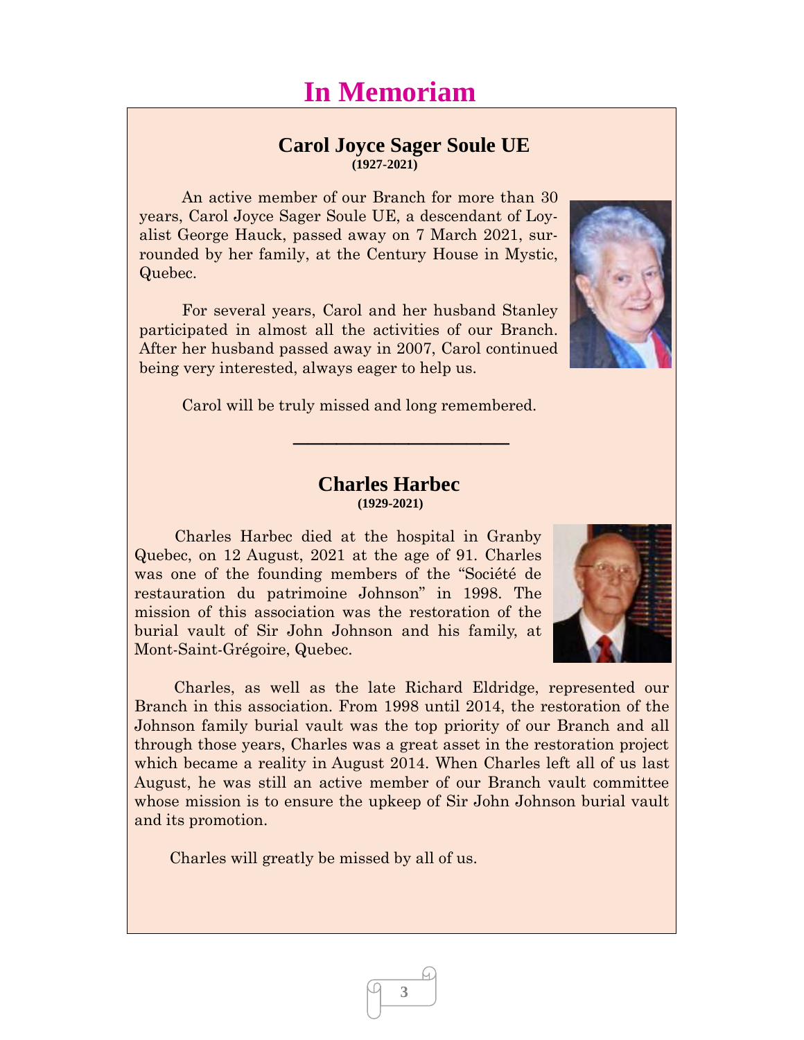# In Memoriam

## Carol Joyce Sager Soule UE

**(1927-2021)**

An active member of our Branch for more than 30 years, Carol Joyce Sager Soule UE, a descendant of Loyalist George Hauck, passed away on 7 March 2021, surrounded by her family, at the Century House in Mystic, Quebec.

For several years, Carol and her husband Stanley participated in almost all the activities of our Branch. After her husband passed away in 2007, Carol continued being very interested, always eager to help us.

Carol will be truly missed and long remembered.

---

## Charles Harbec

**(1929-2021)**

Charles Harbec died at the hospital in Granby Quebec, on 12 August, 2021 at the age of 91. Charles was one of the founding members of the "Société de restauration du patrimoine Johnson" in 1998. The mission of this association was the restoration of the burial vault of Sir John Johnson and his family, at Mont-Saint-Grégoire, Quebec.

Charles, as well as the late Richard Eldridge, represented our Branch in this association. From 1998 until 2014, the restoration of the Johnson family burial vault was the top priority of our Branch and all through those years, Charles was a great asset in the restoration project which became a reality in August 2014. When Charles left all of us last August, he was still an active member of our Branch vault committee whose mission is to ensure the upkeep of Sir John Johnson burial vault and its promotion.

Charles will greatly be missed by all of us.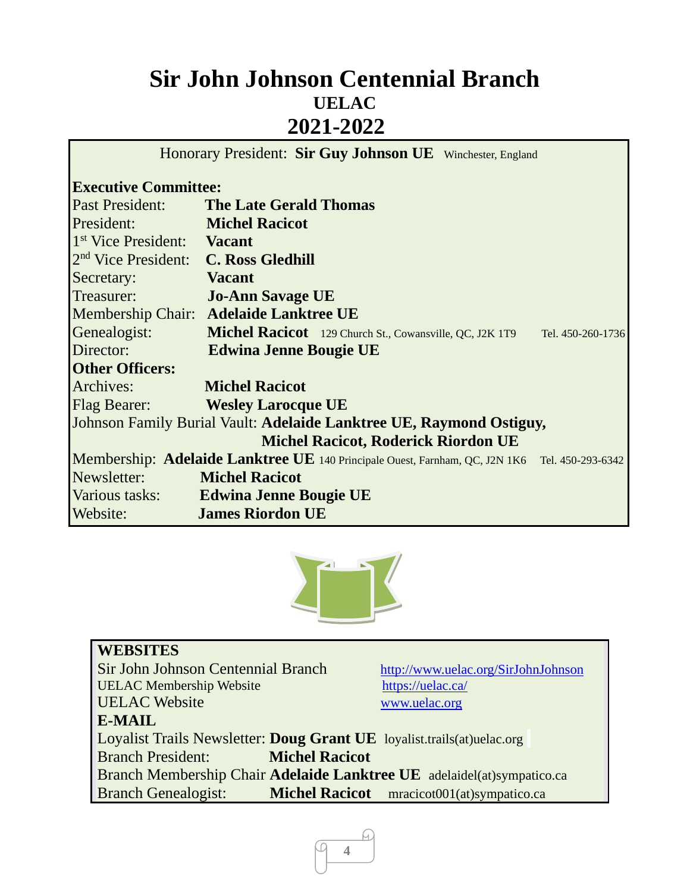# Sir John Johnson Centennial Branch

## UELAC

## 2021-2022

Honorary President: **Sir Guy Johnson UE** Winchester, England

**Executive Committee:**

| | |
|---|---|
| Past President: | **The Late Gerald Thomas** |
| President: | **Michel Racicot** |
| 1st Vice President: | **Vacant** |
| 2nd Vice President: | **C. Ross Gledhill** |
| Secretary: | **Vacant** |
| Treasurer: | **Jo-Ann Savage UE** |
| Membership Chair: | **Adelaide Lanktree UE** |
| Genealogist: | **Michel Racicot** 129 Church St., Cowansville, QC, J2K 1T9 Tel. 450-260-1736 |
| Director: | **Edwina Jenne Bougie UE** |

**Other Officers:**

| | |
|---|---|
| Archives: | **Michel Racicot** |
| Flag Bearer: | **Wesley Larocque UE** |
| Johnson Family Burial Vault: | **Adelaide Lanktree UE, Raymond Ostiguy, Michel Racicot, Roderick Riordon UE** |
| Membership: | **Adelaide Lanktree UE** 140 Principale Ouest, Farnham, QC, J2N 1K6 Tel. 450-293-6342 |
| Newsletter: | **Michel Racicot** |
| Various tasks: | **Edwina Jenne Bougie UE** |
| Website: | **James Riordon UE** |

**WEBSITES**

| | |
|---|---|
| Sir John Johnson Centennial Branch | http://www.uelac.org/SirJohnJohnson |
| UELAC Membership Website | https://uelac.ca/ |
| UELAC Website | www.uelac.org |

**E-MAIL**

| | | |
|---|---|---|
| Loyalist Trails Newsletter: | **Doug Grant UE** | loyalist.trails(at)uelac.org |
| Branch President: | **Michel Racicot** | |
| Branch Membership Chair | **Adelaide Lanktree UE** | adelaidel(at)sympatico.ca |
| Branch Genealogist: | **Michel Racicot** | mracicot001(at)sympatico.ca |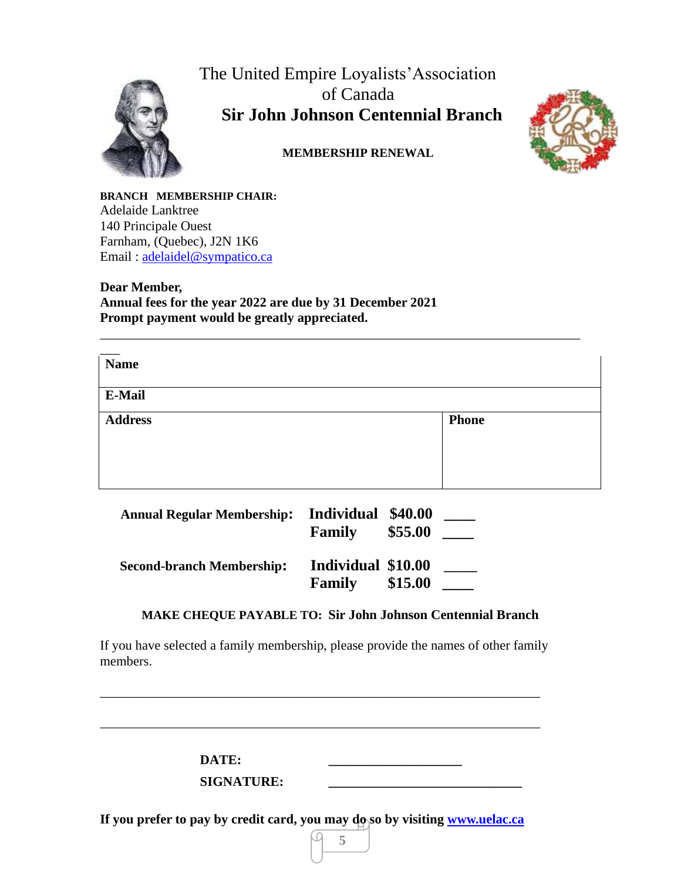The United Empire Loyalists' Association of Canada

# Sir John Johnson Centennial Branch

**MEMBERSHIP RENEWAL**

**BRANCH MEMBERSHIP CHAIR:**
Adelaide Lanktree
140 Principale Ouest
Farnham, (Quebec), J2N 1K6
Email : adelaidel@sympatico.ca

**Dear Member,**
**Annual fees for the year 2022 are due by 31 December 2021**
**Prompt payment would be greatly appreciated.**

| | |
|---|---|
| **Name** | |
| **E-Mail** | |
| **Address** | **Phone** |

| | | | |
|---|---|---|---|
| **Annual Regular Membership:** | **Individual** | **$40.00** | ____ |
| | **Family** | **$55.00** | ____ |
| **Second-branch Membership:** | **Individual** | **$10.00** | ____ |
| | **Family** | **$15.00** | ____ |

**MAKE CHEQUE PAYABLE TO: Sir John Johnson Centennial Branch**

If you have selected a family membership, please provide the names of other family members.

_______________________________________________________________

_______________________________________________________________

**DATE:** ___________________

**SIGNATURE:** ____________________________

**If you prefer to pay by credit card, you may do so by visiting www.uelac.ca**